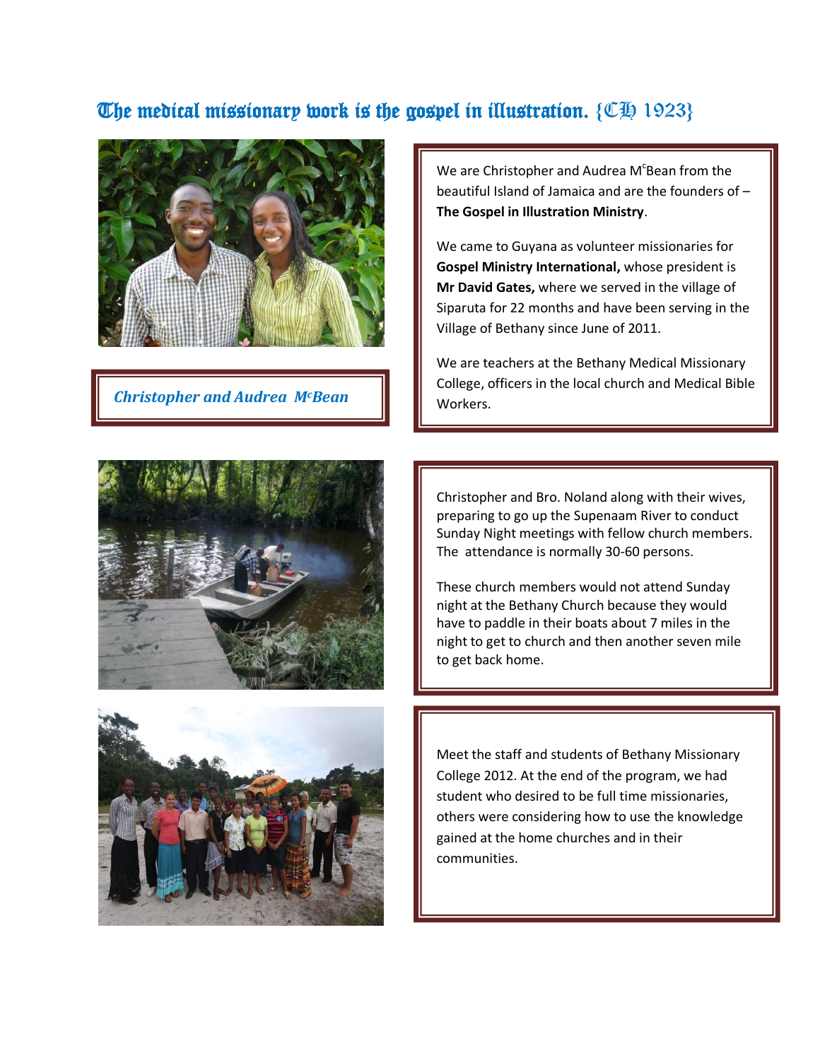# The medical missionary work is the gospel in illustration. {CH 1923}

*Christopher and Audrea McBean*

We are Christopher and Audrea McBean from the beautiful Island of Jamaica and are the founders of – **The Gospel in Illustration Ministry**.

We came to Guyana as volunteer missionaries for **Gospel Ministry International,** whose president is **Mr David Gates,** where we served in the village of Siparuta for 22 months and have been serving in the Village of Bethany since June of 2011.

We are teachers at the Bethany Medical Missionary College, officers in the local church and Medical Bible Workers.

Christopher and Bro. Noland along with their wives, preparing to go up the Supenaam River to conduct Sunday Night meetings with fellow church members. The attendance is normally 30-60 persons.

These church members would not attend Sunday night at the Bethany Church because they would have to paddle in their boats about 7 miles in the night to get to church and then another seven mile to get back home.

Meet the staff and students of Bethany Missionary College 2012. At the end of the program, we had student who desired to be full time missionaries, others were considering how to use the knowledge gained at the home churches and in their communities.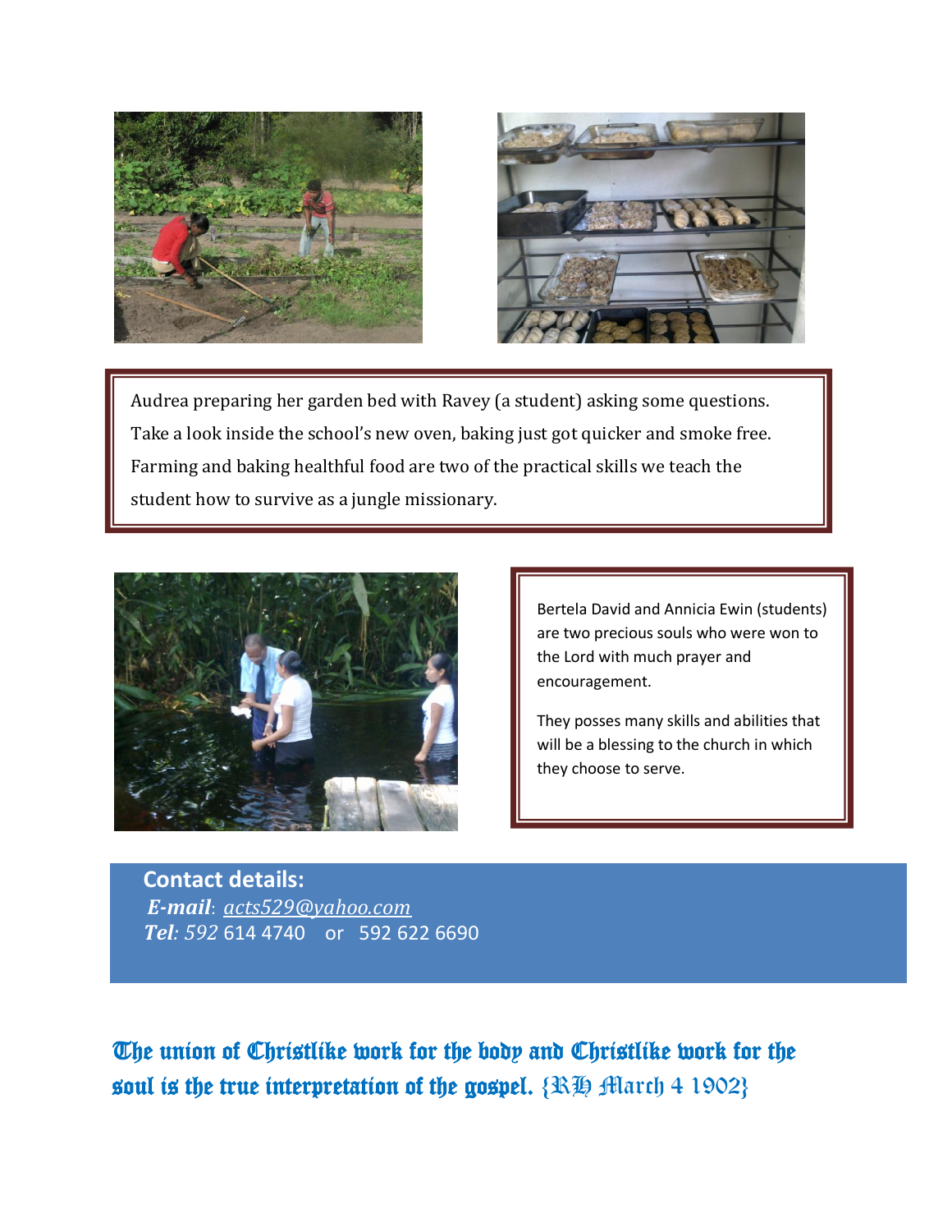Audrea preparing her garden bed with Ravey (a student) asking some questions. Take a look inside the school's new oven, baking just got quicker and smoke free. Farming and baking healthful food are two of the practical skills we teach the student how to survive as a jungle missionary.

Bertela David and Annicia Ewin (students) are two precious souls who were won to the Lord with much prayer and encouragement.

They posses many skills and abilities that will be a blessing to the church in which they choose to serve.

**Contact details:**
***E-mail***: *acts529@yahoo.com*
***Tel****: 592* 614 4740 or 592 622 6690

**The union of Christlike work for the body and Christlike work for the soul is the true interpretation of the gospel.** {RH March 4 1902}